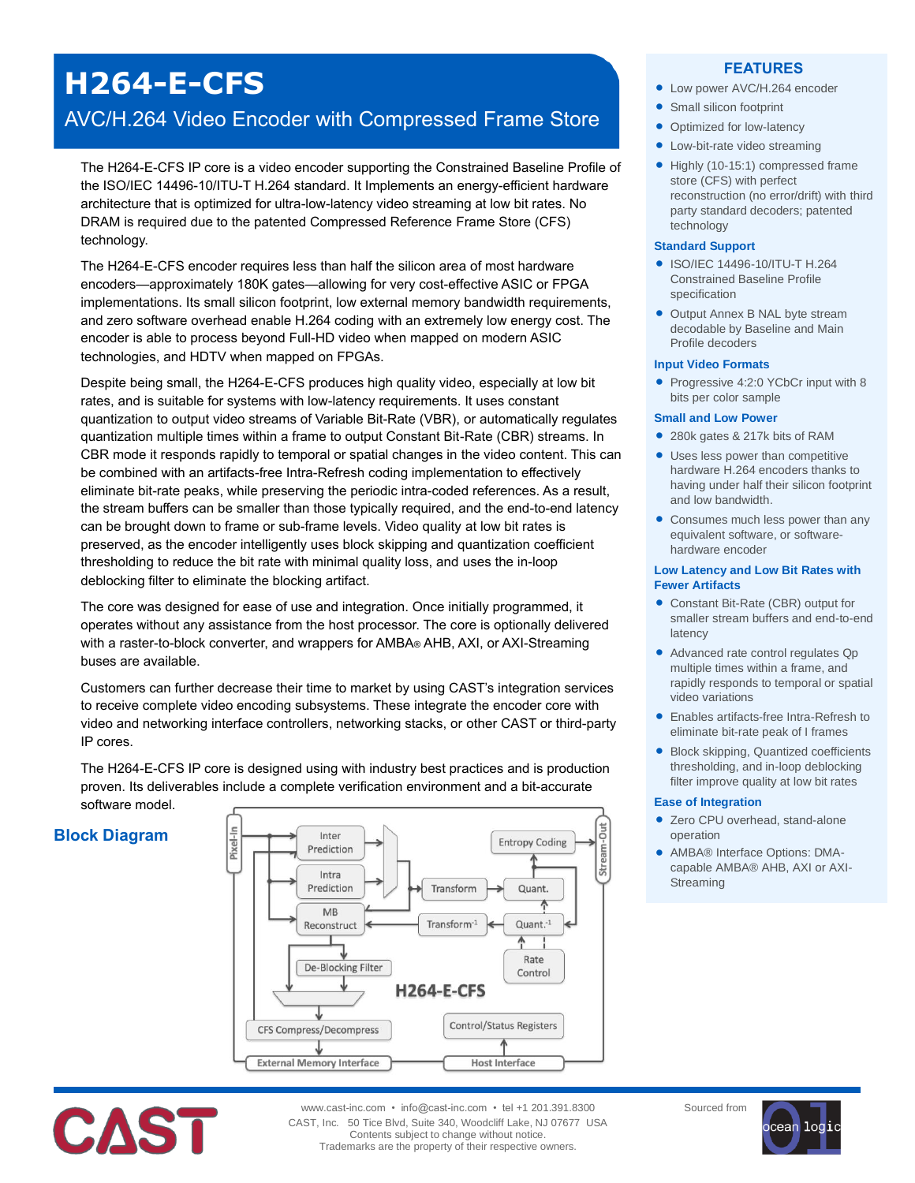# H264-E-CFS

## AVC/H.264 Video Encoder with Compressed Frame Store

The H264-E-CFS IP core is a video encoder supporting the Constrained Baseline Profile of the ISO/IEC 14496-10/ITU-T H.264 standard. It Implements an energy-efficient hardware architecture that is optimized for ultra-low-latency video streaming at low bit rates. No DRAM is required due to the patented Compressed Reference Frame Store (CFS) technology.

The H264-E-CFS encoder requires less than half the silicon area of most hardware encoders—approximately 180K gates—allowing for very cost-effective ASIC or FPGA implementations. Its small silicon footprint, low external memory bandwidth requirements, and zero software overhead enable H.264 coding with an extremely low energy cost. The encoder is able to process beyond Full-HD video when mapped on modern ASIC technologies, and HDTV when mapped on FPGAs.

Despite being small, the H264-E-CFS produces high quality video, especially at low bit rates, and is suitable for systems with low-latency requirements. It uses constant quantization to output video streams of Variable Bit-Rate (VBR), or automatically regulates quantization multiple times within a frame to output Constant Bit-Rate (CBR) streams. In CBR mode it responds rapidly to temporal or spatial changes in the video content. This can be combined with an artifacts-free Intra-Refresh coding implementation to effectively eliminate bit-rate peaks, while preserving the periodic intra-coded references. As a result, the stream buffers can be smaller than those typically required, and the end-to-end latency can be brought down to frame or sub-frame levels. Video quality at low bit rates is preserved, as the encoder intelligently uses block skipping and quantization coefficient thresholding to reduce the bit rate with minimal quality loss, and uses the in-loop deblocking filter to eliminate the blocking artifact.

The core was designed for ease of use and integration. Once initially programmed, it operates without any assistance from the host processor. The core is optionally delivered with a raster-to-block converter, and wrappers for AMBA® AHB, AXI, or AXI-Streaming buses are available.

Customers can further decrease their time to market by using CAST's integration services to receive complete video encoding subsystems. These integrate the encoder core with video and networking interface controllers, networking stacks, or other CAST or third-party IP cores.

The H264-E-CFS IP core is designed using with industry best practices and is production proven. Its deliverables include a complete verification environment and a bit-accurate software model.

## Block Diagram

Pixel-In, Inter Prediction, Intra Prediction, MB Reconstruct, Transform, Quant., Entropy Coding, Stream-Out, Transform⁻¹, Quant.⁻¹, Rate Control, De-Blocking Filter, H264-E-CFS, CFS Compress/Decompress, Control/Status Registers, External Memory Interface, Host Interface

## FEATURES

- Low power AVC/H.264 encoder
- Small silicon footprint
- Optimized for low-latency
- Low-bit-rate video streaming
- Highly (10-15:1) compressed frame store (CFS) with perfect reconstruction (no error/drift) with third party standard decoders; patented technology

### Standard Support

- ISO/IEC 14496-10/ITU-T H.264 Constrained Baseline Profile specification
- Output Annex B NAL byte stream decodable by Baseline and Main Profile decoders

### Input Video Formats

- Progressive 4:2:0 YCbCr input with 8 bits per color sample

### Small and Low Power

- 280k gates & 217k bits of RAM
- Uses less power than competitive hardware H.264 encoders thanks to having under half their silicon footprint and low bandwidth.
- Consumes much less power than any equivalent software, or software-hardware encoder

### Low Latency and Low Bit Rates with Fewer Artifacts

- Constant Bit-Rate (CBR) output for smaller stream buffers and end-to-end latency
- Advanced rate control regulates Qp multiple times within a frame, and rapidly responds to temporal or spatial video variations
- Enables artifacts-free Intra-Refresh to eliminate bit-rate peak of I frames
- Block skipping, Quantized coefficients thresholding, and in-loop deblocking filter improve quality at low bit rates

### Ease of Integration

- Zero CPU overhead, stand-alone operation
- AMBA® Interface Options: DMA-capable AMBA® AHB, AXI or AXI-Streaming

CAST

www.cast-inc.com • info@cast-inc.com • tel +1 201.391.8300
CAST, Inc. 50 Tice Blvd, Suite 340, Woodcliff Lake, NJ 07677 USA
Contents subject to change without notice.
Trademarks are the property of their respective owners.

Sourced from ocean logic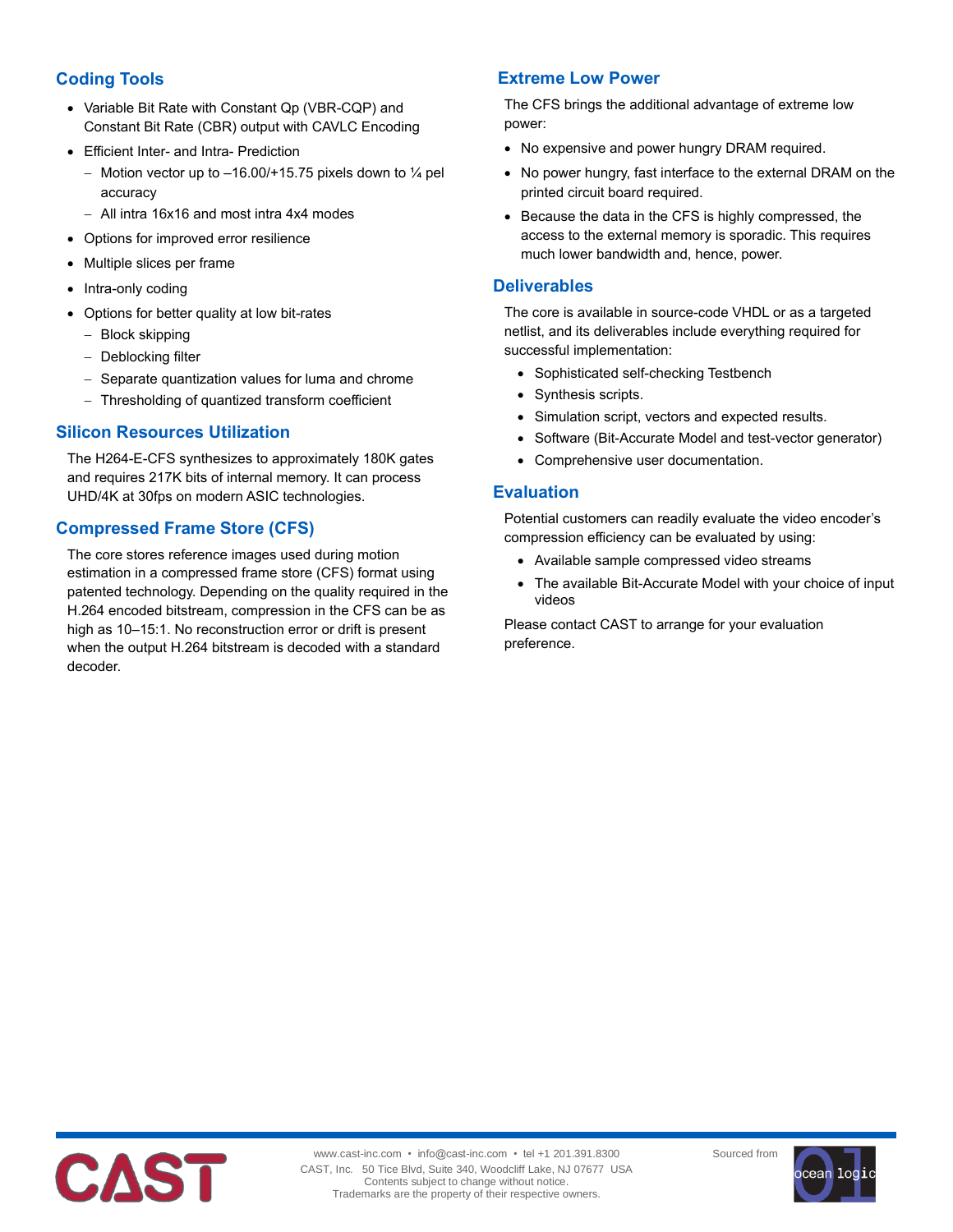## Coding Tools

- Variable Bit Rate with Constant Qp (VBR-CQP) and Constant Bit Rate (CBR) output with CAVLC Encoding
- Efficient Inter- and Intra- Prediction
  - Motion vector up to –16.00/+15.75 pixels down to ¼ pel accuracy
  - All intra 16x16 and most intra 4x4 modes
- Options for improved error resilience
- Multiple slices per frame
- Intra-only coding
- Options for better quality at low bit-rates
  - Block skipping
  - Deblocking filter
  - Separate quantization values for luma and chrome
  - Thresholding of quantized transform coefficient

## Silicon Resources Utilization

The H264-E-CFS synthesizes to approximately 180K gates and requires 217K bits of internal memory. It can process UHD/4K at 30fps on modern ASIC technologies.

## Compressed Frame Store (CFS)

The core stores reference images used during motion estimation in a compressed frame store (CFS) format using patented technology. Depending on the quality required in the H.264 encoded bitstream, compression in the CFS can be as high as 10–15:1. No reconstruction error or drift is present when the output H.264 bitstream is decoded with a standard decoder.

## Extreme Low Power

The CFS brings the additional advantage of extreme low power:

- No expensive and power hungry DRAM required.
- No power hungry, fast interface to the external DRAM on the printed circuit board required.
- Because the data in the CFS is highly compressed, the access to the external memory is sporadic. This requires much lower bandwidth and, hence, power.

## Deliverables

The core is available in source-code VHDL or as a targeted netlist, and its deliverables include everything required for successful implementation:

- Sophisticated self-checking Testbench
- Synthesis scripts.
- Simulation script, vectors and expected results.
- Software (Bit-Accurate Model and test-vector generator)
- Comprehensive user documentation.

## Evaluation

Potential customers can readily evaluate the video encoder's compression efficiency can be evaluated by using:

- Available sample compressed video streams
- The available Bit-Accurate Model with your choice of input videos

Please contact CAST to arrange for your evaluation preference.

CAST

www.cast-inc.com • info@cast-inc.com • tel +1 201.391.8300
CAST, Inc. 50 Tice Blvd, Suite 340, Woodcliff Lake, NJ 07677 USA
Contents subject to change without notice.
Trademarks are the property of their respective owners.

Sourced from ocean logic